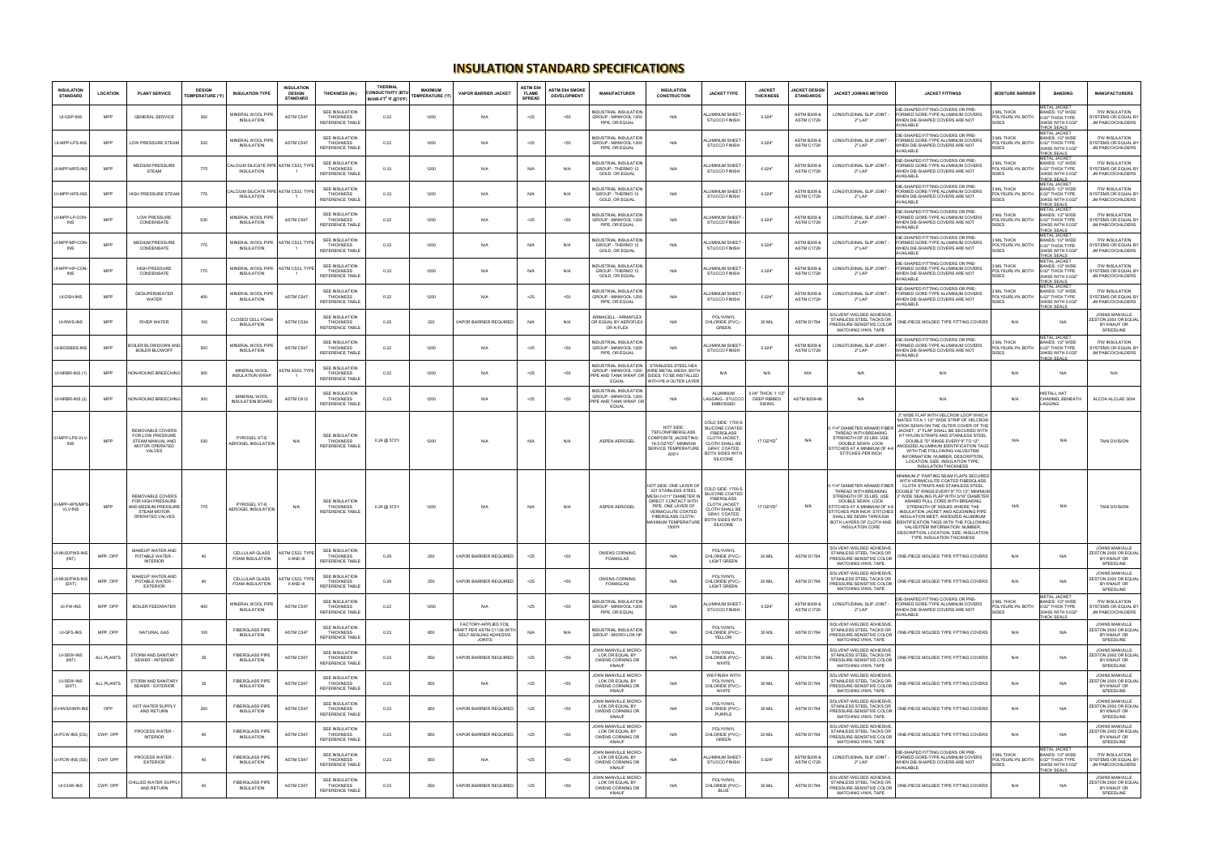# INSULATION STANDARD SPECIFICATIONS

| INSULATION STANDARD | LOCATION | PLANT SERVICE | DESIGN TEMPERATURE (°F) | INSULATION TYPE | INSULATION DESIGN STANDARD | THICKNESS (IN.) | THERMAL CONDUCTIVITY (BTU IN/HR-FT² °F @75°F) | MAXIMUM TEMPERATURE (°F) | VAPOR BARRIER JACKET | ASTM E84 FLAME SPREAD | ASTM E84 SMOKE DEVELOPMENT | MANUFACTURER | INSULATION CONSTRUCTION | JACKET TYPE | JACKET THICKNESS | JACKET DESIGN STANDARDS | JACKET JOINING METHOD | JACKET FITTINGS | MOISTURE BARRIER | BANDING | MANUFACTURERS |
|---|---|---|---|---|---|---|---|---|---|---|---|---|---|---|---|---|---|---|---|---|---|
| UI-GPS-INS | MPP | GENERAL SERVICE | 350 | MINERAL WOOL PIPE INSULATION | ASTM C547 | SEE INSULATION THICKNESS REFERENCE TABLE | 0.22 | 1200 | N/A | <25 | <50 | INDUSTRIAL INSULATION GROUP - MINWOOL 1200 PIPE, OR EQUAL | N/A | ALUMINUM SHEET - STUCCO FINISH | 0.024" | ASTM B209 & ASTM C1729 | LONGITUDINAL SLIP JOINT - 2" LAP | DIE-SHAPED FITTING COVERS OR PRE-FORMED GORE-TYPE ALUMINUM COVERS WHEN DIE-SHAPED COVERS ARE NOT AVAILABLE | 3 MIL THICK POLYSURLYN, BOTH SIDES | METAL JACKET BANDS: 1/2" WIDE 0.02" THICK TYPE 304SS WITH 0.032" THICK SEALS | ITW INSULATION SYSTEMS OR EQUAL BY JM PABCOCHILDERS |
| UI-MPP-LPS-INS | MPP | LOW PRESSURE STEAM | 530 | MINERAL WOOL PIPE INSULATION | ASTM C547 | SEE INSULATION THICKNESS REFERENCE TABLE | 0.22 | 1200 | N/A | <25 | <50 | INDUSTRIAL INSULATION GROUP - MINWOOL 1200 PIPE, OR EQUAL | N/A | ALUMINUM SHEET - STUCCO FINISH | 0.024" | ASTM B209 & ASTM C1729 | LONGITUDINAL SLIP JOINT - 2" LAP | DIE-SHAPED FITTING COVERS OR PRE-FORMED GORE-TYPE ALUMINUM COVERS WHEN DIE-SHAPED COVERS ARE NOT AVAILABLE | 3 MIL THICK POLYSURLYN, BOTH SIDES | METAL JACKET BANDS: 1/2" WIDE 0.02" THICK TYPE 304SS WITH 0.032" THICK SEALS | ITW INSULATION SYSTEMS OR EQUAL BY JM PABCOCHILDERS |
| UI-MPP-MPS-INS | MPP | MEDIUM PRESSURE STEAM | 775 | CALCIUM SILICATE PIPE INSULATION | ASTM C533, TYPE I | SEE INSULATION THICKNESS REFERENCE TABLE | 0.33 | 1200 | N/A | N/A | N/A | INDUSTRIAL INSULATION GROUP - THERMO 12 GOLD, OR EQUAL | N/A | ALUMINUM SHEET - STUCCO FINISH | 0.024" | ASTM B209 & ASTM C1729 | LONGITUDINAL SLIP JOINT - 2" LAP | DIE-SHAPED FITTING COVERS OR PRE-FORMED GORE-TYPE ALUMINUM COVERS WHEN DIE-SHAPED COVERS ARE NOT AVAILABLE | 3 MIL THICK POLYSURLYN, BOTH SIDES | METAL JACKET BANDS: 1/2" WIDE 0.02" THICK TYPE 304SS WITH 0.032" THICK SEALS | ITW INSULATION SYSTEMS OR EQUAL BY JM PABCOCHILDERS |
| UI-MPP-HPS-INS | MPP | HIGH PRESSURE STEAM | 775 | CALCIUM SILICATE PIPE INSULATION | ASTM C533, TYPE I | SEE INSULATION THICKNESS REFERENCE TABLE | 0.33 | 1200 | N/A | N/A | N/A | INDUSTRIAL INSULATION GROUP - THERMO 12 GOLD, OR EQUAL | N/A | ALUMINUM SHEET - STUCCO FINISH | 0.024" | ASTM B209 & ASTM C1729 | LONGITUDINAL SLIP JOINT - 2" LAP | DIE-SHAPED FITTING COVERS OR PRE-FORMED GORE-TYPE ALUMINUM COVERS WHEN DIE-SHAPED COVERS ARE NOT AVAILABLE | 3 MIL THICK POLYSURLYN, BOTH SIDES | METAL JACKET BANDS: 1/2" WIDE 0.02" THICK TYPE 304SS WITH 0.032" THICK SEALS | ITW INSULATION SYSTEMS OR EQUAL BY JM PABCOCHILDERS |
| UI-MPP-LP-CON-INS | MPP | LOW PRESSURE CONDENSATE | 530 | MINERAL WOOL PIPE INSULATION | ASTM C547 | SEE INSULATION THICKNESS REFERENCE TABLE | 0.22 | 1200 | N/A | <25 | <50 | INDUSTRIAL INSULATION GROUP - MINWOOL 1200 PIPE, OR EQUAL | N/A | ALUMINUM SHEET - STUCCO FINISH | 0.024" | ASTM B209 & ASTM C1729 | LONGITUDINAL SLIP JOINT - 2" LAP | DIE-SHAPED FITTING COVERS OR PRE-FORMED GORE-TYPE ALUMINUM COVERS WHEN DIE-SHAPED COVERS ARE NOT AVAILABLE | 3 MIL THICK POLYSURLYN, BOTH SIDES | METAL JACKET BANDS: 1/2" WIDE 0.02" THICK TYPE 304SS WITH 0.032" THICK SEALS | ITW INSULATION SYSTEMS OR EQUAL BY JM PABCOCHILDERS |
| UI-MPP-MP-CON-INS | MPP | MEDIUM PRESSURE CONDENSATE | 775 | MINERAL WOOL PIPE INSULATION | ASTM C533, TYPE I | SEE INSULATION THICKNESS REFERENCE TABLE | 0.33 | 1200 | N/A | N/A | N/A | INDUSTRIAL INSULATION GROUP - THERMO 12 GOLD, OR EQUAL | N/A | ALUMINUM SHEET - STUCCO FINISH | 0.024" | ASTM B209 & ASTM C1729 | LONGITUDINAL SLIP JOINT - 2" LAP | DIE-SHAPED FITTING COVERS OR PRE-FORMED GORE-TYPE ALUMINUM COVERS WHEN DIE-SHAPED COVERS ARE NOT AVAILABLE | 3 MIL THICK POLYSURLYN, BOTH SIDES | METAL JACKET BANDS: 1/2" WIDE 0.02" THICK TYPE 304SS WITH 0.032" THICK SEALS | ITW INSULATION SYSTEMS OR EQUAL BY JM PABCOCHILDERS |
| UI-MPP-HP-CON-INS | MPP | HIGH PRESSURE CONDENSATE | 775 | MINERAL WOOL PIPE INSULATION | ASTM C533, TYPE I | SEE INSULATION THICKNESS REFERENCE TABLE | 0.33 | 1200 | N/A | N/A | N/A | INDUSTRIAL INSULATION GROUP - THERMO 12 GOLD, OR EQUAL | N/A | ALUMINUM SHEET - STUCCO FINISH | 0.024" | ASTM B209 & ASTM C1729 | LONGITUDINAL SLIP JOINT - 2" LAP | DIE-SHAPED FITTING COVERS OR PRE-FORMED GORE-TYPE ALUMINUM COVERS WHEN DIE-SHAPED COVERS ARE NOT AVAILABLE | 3 MIL THICK POLYSURLYN, BOTH SIDES | METAL JACKET BANDS: 1/2" WIDE 0.02" THICK TYPE 304SS WITH 0.032" THICK SEALS | ITW INSULATION SYSTEMS OR EQUAL BY JM PABCOCHILDERS |
| UI-DSH-INS | MPP | DESUPERHEATER WATER | 400 | MINERAL WOOL PIPE INSULATION | ASTM C547 | SEE INSULATION THICKNESS REFERENCE TABLE | 0.22 | 1200 | N/A | <25 | <50 | INDUSTRIAL INSULATION GROUP - MINWOOL 1200 PIPE, OR EQUAL | N/A | ALUMINUM SHEET - STUCCO FINISH | 0.024" | ASTM B209 & ASTM C1729 | LONGITUDINAL SLIP JOINT - 2" LAP | DIE-SHAPED FITTING COVERS OR PRE-FORMED GORE-TYPE ALUMINUM COVERS WHEN DIE-SHAPED COVERS ARE NOT AVAILABLE | 3 MIL THICK POLYSURLYN, BOTH SIDES | METAL JACKET BANDS: 1/2" WIDE 0.02" THICK TYPE 304SS WITH 0.032" THICK SEALS | ITW INSULATION SYSTEMS OR EQUAL BY JM PABCOCHILDERS |
| UI-RWS-INS | MPP | RIVER WATER | 100 | CLOSED CELL FOAM INSULATION | ASTM C534 | SEE INSULATION THICKNESS REFERENCE TABLE | 0.25 | 220 | VAPOR BARRIER REQUIRED | N/A | N/A | ARMACELL - ARMAFLEX OR EQUAL BY AEROFLEX OR K-FLEX | N/A | POLYVINYL CHLORIDE (PVC) - GREEN | 30 MIL | ASTM D1784 | SOLVENT-WELDED ADHESIVE, STAINLESS STEEL TACKS OR PRESSURE-SENSITIVE COLOR MATCHING VINYL TAPE | ONE-PIECE MOLDED TYPE FITTING COVERS | N/A | N/A | JOHNS MANVILLE ZESTON 2000 OR EQUAL BY KNAUF OR SPEEDLINE |
| UI-BDSBDS-INS | MPP | BOILER BLOWDOWN AND BOILER BLOWOFF | 500 | MINERAL WOOL PIPE INSULATION | ASTM C547 | SEE INSULATION THICKNESS REFERENCE TABLE | 0.22 | 1200 | N/A | <25 | <50 | INDUSTRIAL INSULATION GROUP - MINWOOL 1200 PIPE, OR EQUAL | N/A | ALUMINUM SHEET - STUCCO FINISH | 0.024" | ASTM B209 & ASTM C1729 | LONGITUDINAL SLIP JOINT - 2" LAP | DIE-SHAPED FITTING COVERS OR PRE-FORMED GORE-TYPE ALUMINUM COVERS WHEN DIE-SHAPED COVERS ARE NOT AVAILABLE | 3 MIL THICK POLYSURLYN, BOTH SIDES | METAL JACKET BANDS: 1/2" WIDE 0.02" THICK TYPE 304SS WITH 0.032" THICK SEALS | ITW INSULATION SYSTEMS OR EQUAL BY JM PABCOCHILDERS |
| UI-NRBR-INS (1) | MPP | NON-ROUND BREECHING | 300 | MINERAL WOOL INSULATION WRAP | ASTM A553, TYPE I | SEE INSULATION THICKNESS REFERENCE TABLE | 0.22 | 1200 | N/A | <25 | <50 | INDUSTRIAL INSULATION GROUP - MINWOOL 1200 PIPE AND TANK WRAP, OR EQUAL | STAINLESS STEEL HEX WIRE METAL MESH, BOTH SIDES. TO BE INSTALLED WITH PE-9 OUTER LAYER | N/A | N/A | N/A | N/A | N/A | N/A | N/A | N/A |
| UI-NRBR-INS (2) | MPP | NON-ROUND BREECHING | 300 | MINERAL WOOL INSULATION BOARD | ASTM C612 | SEE INSULATION THICKNESS REFERENCE TABLE | 0.23 | 1200 | N/A | <25 | <50 | INDUSTRIAL INSULATION GROUP - MINWOOL 1200 PIPE AND TANK WRAP, OR EQUAL | N/A | ALUMINUM LAGGING - STUCCO EMBOSSED | 0.04" THICK; 1 1/2" DEEP RIBBED SIDING | ASTM B209-96 | N/A | N/A | N/A | INSTALL HAT CHANNEL BENEATH LAGGING | ALCOA ALCLAD 3004 |
| UI-MPP-LPS-VLV-INS | MPP | REMOVABLE COVERS FOR LOW PRESSURE STEAM MANUAL AND MOTOR OPERATED VALVES | 530 | PYROGEL XT-E AEROGEL INSULATION | N/A | SEE INSULATION THICKNESS REFERENCE TABLE | 0.24 @ 572°F | 1200 | N/A | N/A | N/A | ASPEN AEROGEL | HOT SIDE: TEFLON/FIBERGLASS COMPOSITE JACKETING, 16.5 OZ/YD², MINIMUM SERVICE TEMPERATURE 600°F | COLD SIDE: 1700-S SILICONE COATED FIBERGLASS CLOTH JACKET; CLOTH SHALL BE GRAY, COATED BOTH SIDES WITH SILICONE | 17 OZ/YD² | N/A | 0.114" DIAMETER ARAMID FIBER THREAD WITH BREAKING STRENGTH OF 35 LBS. USE DOUBLE SEWN: LOCK STITCHES AT A MINIMUM OF 4-6 STITCHES PER INCH | 2" WIDE FLAP WITH VELCRO® LOOP WHICH MATES TO A 1 1/2" WIDE STRIP OF VELCRO® HOOK SEWN ON THE OUTER COVER OF THE JACKET. 2" FLAP SHALL BE SECURED WITH HT NYLON STRAPS AND STAINLESS STEEL DOUBLE "D" RINGS EVERY 9" TO 12"; ANODIZED ALUMINUM IDENTIFICATION TAGS WITH THE FOLLOWING VALVE/ITEM INFORMATION: NUMBER, DESCRIPTION, LOCATION, SIZE, INSULATION TYPE, INSULATION THICKNESS | N/A | N/A | TANI DIVISION |
| UI-MPP-HPS/MPS-VLV-INS | MPP | REMOVABLE COVERS FOR HIGH PRESSURE AND MEDIUM PRESSURE STEAM MOTOR OPERATED VALVES | 775 | PYROGEL XT-E AEROGEL INSULATION | N/A | SEE INSULATION THICKNESS REFERENCE TABLE | 0.24 @ 572°F | 1200 | N/A | N/A | N/A | ASPEN AEROGEL | HOT SIDE: ONE LAYER OF 321 STAINLESS STEEL MESH 0.011" DIAMETER IN DIRECT CONTACT WITH PIPE, ONE LAYER OF VERMICULITE COATED FIBERGLASS CLOTH; MAXIMUM TEMPERATURE 1500°F | COLD SIDE: 1700-S SILICONE COATED FIBERGLASS CLOTH JACKET; CLOTH SHALL BE GRAY, COATED BOTH SIDES WITH SILICONE | 17 OZ/YD² | N/A | 0.114" DIAMETER ARAMID FIBER THREAD WITH BREAKING STRENGTH OF 35 LBS. USE DOUBLE SEWN: LOCK STITCHES AT A MINIMUM OF 4-6 STITCHES PER INCH; STITCHES SHALL BE SEWN THROUGH BOTH LAYERS OF CLOTH AND INSULATION CORE | MINIMUM 2" PARTING SEAM FLAPS SECURED WITH VERMICULITE COATED FIBERGLASS CLOTH STRAPS AND STAINLESS STEEL DOUBLE "D" RINGS EVERY 9" TO 12"; MINIMUM 3" WIDE SEALING FLAP WITH 3/16" DIAMETER ARAMID PULL CORD WITH BREAKING STRENGTH OF 500LBS WHERE THE INSULATION JACKET AND ADJOINING PIPE INSULATION MEET; ANODIZED ALUMINUM IDENTIFICATION TAGS WITH THE FOLLOWING VALVE/ITEM INFORMATION: NUMBER, DESCRIPTION, LOCATION, SIZE, INSULATION TYPE, INSULATION THICKNESS | N/A | N/A | TANI DIVISION |
| UI-MUS/PWS-INS (INT) | MPP, OPP | MAKEUP WATER AND POTABLE WATER - INTERIOR | 40 | CELLULAR GLASS FOAM INSULATION | ASTM C522, TYPE II AND III | SEE INSULATION THICKNESS REFERENCE TABLE | 0.29 | 250 | VAPOR BARRIER REQUIRED | <25 | <50 | OWENS CORNING FOAMGLAS | N/A | POLYVINYL CHLORIDE (PVC) - LIGHT GREEN | 30 MIL | ASTM D1784 | SOLVENT-WELDED ADHESIVE, STAINLESS STEEL TACKS OR PRESSURE-SENSITIVE COLOR MATCHING VINYL TAPE | ONE-PIECE MOLDED TYPE FITTING COVERS | N/A | N/A | JOHNS MANVILLE ZESTON 2000 OR EQUAL BY KNAUF OR SPEEDLINE |
| UI-MUS/PWS-INS (EXT) | MPP, OPP | MAKEUP WATER AND POTABLE WATER - EXTERIOR | 40 | CELLULAR GLASS FOAM INSULATION | ASTM C522, TYPE II AND III | SEE INSULATION THICKNESS REFERENCE TABLE | 0.29 | 250 | VAPOR BARRIER REQUIRED | <25 | <50 | OWENS CORNING FOAMGLAS | N/A | POLYVINYL CHLORIDE (PVC) - LIGHT GREEN | 30 MIL | ASTM D1784 | SOLVENT-WELDED ADHESIVE, STAINLESS STEEL TACKS OR PRESSURE-SENSITIVE COLOR MATCHING VINYL TAPE | ONE-PIECE MOLDED TYPE FITTING COVERS | N/A | N/A | JOHNS MANVILLE ZESTON 2000 OR EQUAL BY KNAUF OR SPEEDLINE |
| UI-FW-INS | MPP, OPP | BOILER FEEDWATER | 400 | MINERAL WOOL PIPE INSULATION | ASTM C547 | SEE INSULATION THICKNESS REFERENCE TABLE | 0.22 | 1200 | N/A | <25 | <50 | INDUSTRIAL INSULATION GROUP - MINWOOL 1200 PIPE, OR EQUAL | N/A | ALUMINUM SHEET - STUCCO FINISH | 0.024" | ASTM B209 & ASTM C1729 | LONGITUDINAL SLIP JOINT - 2" LAP | DIE-SHAPED FITTING COVERS OR PRE-FORMED GORE-TYPE ALUMINUM COVERS WHEN DIE-SHAPED COVERS ARE NOT AVAILABLE | 3 MIL THICK POLYSURLYN, BOTH SIDES | METAL JACKET BANDS: 1/2" WIDE 0.02" THICK TYPE 304SS WITH 0.032" THICK SEALS | ITW INSULATION SYSTEMS OR EQUAL BY JM PABCOCHILDERS |
| UI-GFS-INS | MPP, OPP | NATURAL GAS | 100 | FIBERGLASS PIPE INSULATION | ASTM C547 | SEE INSULATION THICKNESS REFERENCE TABLE | 0.23 | 850 | FACTORY-APPLIED FOIL KRAFT PER ASTM C1136 WITH SELF-SEALING ADHESIVE JOINTS | N/A | N/A | INDUSTRIAL INSULATION GROUP - MICRO-LOK HP | N/A | POLYVINYL CHLORIDE (PVC) - YELLOW | 30 MIL | ASTM D1784 | SOLVENT-WELDED ADHESIVE, STAINLESS STEEL TACKS OR PRESSURE-SENSITIVE COLOR MATCHING VINYL TAPE | ONE-PIECE MOLDED TYPE FITTING COVERS | N/A | N/A | JOHNS MANVILLE ZESTON 2000 OR EQUAL BY KNAUF OR SPEEDLINE |
| UI-SEW-INS (INT) | ALL PLANTS | STORM AND SANITARY SEWER - INTERIOR | 35 | FIBERGLASS PIPE INSULATION | ASTM C547 | SEE INSULATION THICKNESS REFERENCE TABLE | 0.23 | 850 | VAPOR BARRIER REQUIRED | <25 | <50 | JOHN MANVILLE MICRO-LOK OR EQUAL BY OWENS CORNING OR KNAUF | N/A | POLYVINYL CHLORIDE (PVC) - WHITE | 30 MIL | ASTM D1784 | SOLVENT-WELDED ADHESIVE, STAINLESS STEEL TACKS OR PRESSURE-SENSITIVE COLOR MATCHING VINYL TAPE | ONE-PIECE MOLDED TYPE FITTING COVERS | N/A | N/A | JOHNS MANVILLE ZESTON 2000 OR EQUAL BY KNAUF OR SPEEDLINE |
| UI-SEW-INS (EXT) | ALL PLANTS | STORM AND SANITARY SEWER - EXTERIOR | 35 | FIBERGLASS PIPE INSULATION | ASTM C547 | SEE INSULATION THICKNESS REFERENCE TABLE | 0.23 | 850 | N/A | <25 | <50 | JOHN MANVILLE MICRO-LOK OR EQUAL BY OWENS CORNING OR KNAUF | N/A | WB FINISH WITH POLYVINYL CHLORIDE (PVC) - WHITE | 30 MIL | ASTM D1784 | SOLVENT-WELDED ADHESIVE, STAINLESS STEEL TACKS OR PRESSURE-SENSITIVE COLOR MATCHING VINYL TAPE | ONE-PIECE MOLDED TYPE FITTING COVERS | N/A | N/A | JOHNS MANVILLE ZESTON 2000 OR EQUAL BY KNAUF OR SPEEDLINE |
| UI-HWS/HWR-INS | OPP | HOT WATER SUPPLY AND RETURN | 250 | FIBERGLASS PIPE INSULATION | ASTM C547 | SEE INSULATION THICKNESS REFERENCE TABLE | 0.23 | 850 | VAPOR BARRIER REQUIRED | <25 | <50 | JOHN MANVILLE MICRO-LOK OR EQUAL BY OWENS CORNING OR KNAUF | N/A | POLYVINYL CHLORIDE (PVC) - PURPLE | 30 MIL | ASTM D1784 | SOLVENT-WELDED ADHESIVE, STAINLESS STEEL TACKS OR PRESSURE-SENSITIVE COLOR MATCHING VINYL TAPE | ONE-PIECE MOLDED TYPE FITTING COVERS | N/A | N/A | JOHNS MANVILLE ZESTON 2000 OR EQUAL BY KNAUF OR SPEEDLINE |
| UI-PCW-INS (CS) | CWP, OPP | PROCESS WATER - INTERIOR | 40 | FIBERGLASS PIPE INSULATION | ASTM C547 | SEE INSULATION THICKNESS REFERENCE TABLE | 0.23 | 850 | VAPOR BARRIER REQUIRED | <25 | <50 | JOHN MANVILLE MICRO-LOK OR EQUAL BY OWENS CORNING OR KNAUF | N/A | POLYVINYL CHLORIDE (PVC) - GREEN | 30 MIL | ASTM D1784 | SOLVENT-WELDED ADHESIVE, STAINLESS STEEL TACKS OR PRESSURE-SENSITIVE COLOR MATCHING VINYL TAPE | ONE-PIECE MOLDED TYPE FITTING COVERS | N/A | N/A | JOHNS MANVILLE ZESTON 2000 OR EQUAL BY KNAUF OR SPEEDLINE |
| UI-PCW-INS (SS) | CWP, OPP | PROCESS WATER - EXTERIOR | 40 | FIBERGLASS PIPE INSULATION | ASTM C547 | SEE INSULATION THICKNESS REFERENCE TABLE | 0.23 | 850 | N/A | <25 | <50 | JOHN MANVILLE MICRO-LOK OR EQUAL BY OWENS CORNING OR KNAUF | N/A | ALUMINUM SHEET - STUCCO FINISH | 0.024" | ASTM B209 & ASTM C1729 | LONGITUDINAL SLIP JOINT - 2" LAP | DIE-SHAPED FITTING COVERS OR PRE-FORMED GORE-TYPE ALUMINUM COVERS WHEN DIE-SHAPED COVERS ARE NOT AVAILABLE | 3 MIL THICK POLYSURLYN, BOTH SIDES | METAL JACKET BANDS: 1/2" WIDE 0.02" THICK TYPE 304SS WITH 0.032" THICK SEALS | ITW INSULATION SYSTEMS OR EQUAL BY JM PABCOCHILDERS |
| UI-CHW-INS | CWP, OPP | CHILLED WATER SUPPLY AND RETURN | 40 | FIBERGLASS PIPE INSULATION | ASTM C547 | SEE INSULATION THICKNESS REFERENCE TABLE | 0.23 | 850 | VAPOR BARRIER REQUIRED | <25 | <50 | JOHN MANVILLE MICRO-LOK OR EQUAL BY OWENS CORNING OR KNAUF | N/A | POLYVINYL CHLORIDE (PVC) - BLUE | 30 MIL | ASTM D1784 | SOLVENT-WELDED ADHESIVE, STAINLESS STEEL TACKS OR PRESSURE-SENSITIVE COLOR MATCHING VINYL TAPE | ONE-PIECE MOLDED TYPE FITTING COVERS | N/A | N/A | JOHNS MANVILLE ZESTON 2000 OR EQUAL BY KNAUF OR SPEEDLINE |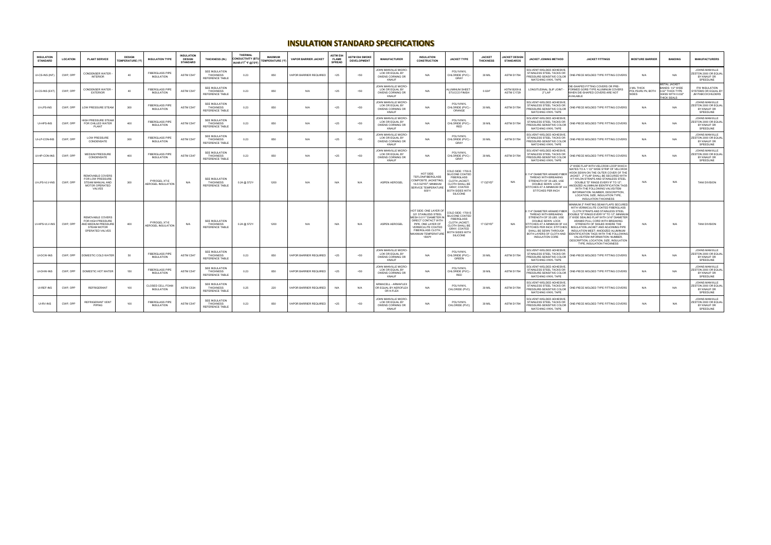# INSULATION STANDARD SPECIFICATIONS

| INSULATION STANDARD | LOCATION | PLANT SERVICE | DESIGN TEMPERATURE (°F) | INSULATION TYPE | INSULATION DESIGN STANDARD | THICKNESS (IN.) | THERMAL CONDUCTIVITY (BTU IN/HR-FT²-°F @75°F) | MAXIMUM TEMPERATURE (°F) | VAPOR BARRIER JACKET | ASTM E84 FLAME SPREAD | ASTM E84 SMOKE DEVELOPMENT | MANUFACTURER | INSULATION CONSTRUCTION | JACKET TYPE | JACKET THICKNESS | JACKET DESIGN STANDARDS | JACKET JOINING METHOD | JACKET FITTINGS | MOISTURE BARRIER | BANDING | MANUFACTURERS |
|---|---|---|---|---|---|---|---|---|---|---|---|---|---|---|---|---|---|---|---|---|---|
| UI-CS-INS (INT) | CWP, OPP | CONDENSER WATER - INTERIOR | 40 | FIBERGLASS PIPE INSULATION | ASTM C547 | SEE INSULATION THICKNESS REFERENCE TABLE | 0.23 | 850 | VAPOR BARRIER REQUIRED | <25 | <50 | JOHN MANVILLE MICRO-LOK OR EQUAL BY OWENS CORNING OR KNAUF | N/A | POLYVINYL CHLORIDE (PVC) - GRAY | 30 MIL | ASTM D1784 | SOLVENT-WELDED ADHESIVE, STAINLESS STEEL TACKS OR PRESSURE-SENSITIVE COLOR MATCHING VINYL TAPE | ONE-PIECE MOLDED TYPE FITTING COVERS | N/A | N/A | JOHNS MANVILLE ZESTON 2000 OR EQUAL BY KNAUF OR SPEEDLINE |
| UI-CS-INS (EXT) | CWP, OPP | CONDENSER WATER - EXTERIOR | 40 | FIBERGLASS PIPE INSULATION | ASTM C547 | SEE INSULATION THICKNESS REFERENCE TABLE | 0.23 | 850 | N/A | <25 | <50 | JOHN MANVILLE MICRO-LOK OR EQUAL BY OWENS CORNING OR KNAUF | N/A | ALUMINUM SHEET - STUCCO FINISH | 0.024" | ASTM B209 & ASTM C1729 | LONGITUDINAL SLIP JOINT - 2" LAP | DIE-SHAPED FITTING COVERS OR PRE-FORMED GORE-TYPE ALUMINUM COVERS WHEN DIE-SHAPED COVERS ARE NOT AVAILABLE | 3 MIL THICK POLYSURLYN, BOTH SIDES | METAL JACKET BANDS: 1/2" WIDE 0.02" THICK TYPE 304SS WITH 0.032" THICK SEALS | ITW INSULATION SYSTEMS OR EQUAL BY JM PABCOCHILDERS |
| UI-LPS-INS | CWP, OPP | LOW PRESSURE STEAM | 300 | FIBERGLASS PIPE INSULATION | ASTM C547 | SEE INSULATION THICKNESS REFERENCE TABLE | 0.23 | 850 | N/A | <25 | <50 | JOHN MANVILLE MICRO-LOK OR EQUAL BY OWENS CORNING OR KNAUF | N/A | POLYVINYL CHLORIDE (PVC) - ORANGE | 30 MIL | ASTM D1784 | SOLVENT-WELDED ADHESIVE, STAINLESS STEEL TACKS OR PRESSURE-SENSITIVE COLOR MATCHING VINYL TAPE | ONE-PIECE MOLDED TYPE FITTING COVERS | N/A | N/A | JOHNS MANVILLE ZESTON 2000 OR EQUAL BY KNAUF OR SPEEDLINE |
| UI-HPS-INS | CWP, OPP | HIGH PRESSURE STEAM FOR CHILLED WATER PLANT | 400 | FIBERGLASS PIPE INSULATION | ASTM C547 | SEE INSULATION THICKNESS REFERENCE TABLE | 0.23 | 850 | N/A | <25 | <50 | JOHN MANVILLE MICRO-LOK OR EQUAL BY OWENS CORNING OR KNAUF | N/A | POLYVINYL CHLORIDE (PVC) - RED | 30 MIL | ASTM D1784 | SOLVENT-WELDED ADHESIVE, STAINLESS STEEL TACKS OR PRESSURE-SENSITIVE COLOR MATCHING VINYL TAPE | ONE-PIECE MOLDED TYPE FITTING COVERS | N/A | N/A | JOHNS MANVILLE ZESTON 2000 OR EQUAL BY KNAUF OR SPEEDLINE |
| UI-LP-CON-INS | CWP, OPP | LOW PRESSURE CONDENSATE | 300 | FIBERGLASS PIPE INSULATION | ASTM C547 | SEE INSULATION THICKNESS REFERENCE TABLE | 0.23 | 850 | N/A | <25 | <50 | JOHN MANVILLE MICRO-LOK OR EQUAL BY OWENS CORNING OR KNAUF | N/A | POLYVINYL CHLORIDE (PVC) - GRAY | 30 MIL | ASTM D1784 | SOLVENT-WELDED ADHESIVE, STAINLESS STEEL TACKS OR PRESSURE-SENSITIVE COLOR MATCHING VINYL TAPE | ONE-PIECE MOLDED TYPE FITTING COVERS | N/A | N/A | JOHNS MANVILLE ZESTON 2000 OR EQUAL BY KNAUF OR SPEEDLINE |
| UI-HP-CON-INS | CWP, OPP | MEDIUM PRESSURE CONDENSATE | 400 | FIBERGLASS PIPE INSULATION | ASTM C547 | SEE INSULATION THICKNESS REFERENCE TABLE | 0.23 | 850 | N/A | <25 | <50 | JOHN MANVILLE MICRO-LOK OR EQUAL BY OWENS CORNING OR KNAUF | N/A | POLYVINYL CHLORIDE (PVC) - GRAY | 30 MIL | ASTM D1784 | SOLVENT-WELDED ADHESIVE, STAINLESS STEEL TACKS OR PRESSURE-SENSITIVE COLOR MATCHING VINYL TAPE | ONE-PIECE MOLDED TYPE FITTING COVERS | N/A | N/A | JOHNS MANVILLE ZESTON 2000 OR EQUAL BY KNAUF OR SPEEDLINE |
| UI-LPS-VLV-INS | CWP, OPP | REMOVABLE COVERS FOR LOW PRESSURE STEAM MANUAL AND MOTOR OPERATED VALVES | 300 | PYROGEL XT-E AEROGEL INSULATION | N/A | SEE INSULATION THICKNESS REFERENCE TABLE | 0.24 @ 572°F | 1200 | N/A | N/A | N/A | ASPEN AEROGEL | HOT SIDE: TEFLON/FIBERGLASS COMPOSITE JACKETING; 16.5 OZ/YD²; MINIMUM SERVICE TEMPERATURE 600°F | COLD SIDE: 1700-S SILICONE COATED FIBERGLASS CLOTH JACKET; CLOTH SHALL BE GRAY, COATED BOTH SIDES WITH SILICONE | 17 OZ/YD² | N/A | 0.114" DIAMETER ARAMID FIBER THREAD WITH BREAKING STRENGTH OF 35 LBS. USE DOUBLE SEWN, LOCK STITCHES AT A MINIMUM OF 4-6 STITCHES PER INCH | 2" WIDE FLAP WITH VELCRO® LOOP WHICH MATES TO A 1 1/2" WIDE STRIP OF VELCRO® HOOK SEWN ON THE OUTER COVER OF THE JACKET. 2" FLAP SHALL BE SECURED WITH HT NYLON STRAPS AND STAINLESS STEEL DOUBLE "D" RINGS EVERY 9" TO 12". ANODIZED ALUMINUM IDENTIFICATION TAGS WITH THE FOLLOWING VALVE/ITEM INFORMATION: NUMBER, DESCRIPTION, LOCATION, SIZE, INSULATION TYPE, INSULATION THICKNESS | N/A | N/A | TANI DIVISION |
| UI-HPS-VLV-INS | CWP, OPP | REMOVABLE COVERS FOR HIGH PRESSURE AND MEDIUM PRESSURE STEAM MOTOR OPERATED VALVES | 400 | PYROGEL XT-E AEROGEL INSULATION | N/A | SEE INSULATION THICKNESS REFERENCE TABLE | 0.24 @ 572°F | 1200 | N/A | N/A | N/A | ASPEN AEROGEL | HOT SIDE: ONE LAYER OF 321 STAINLESS STEEL MESH 0.011" DIAMETER IN DIRECT CONTACT WITH PIPE. ONE LAYER OF VERMICULITE COATED FIBERGLASS CLOTH; MAXIMUM TEMPERATURE 1500°F | COLD SIDE: 1700-S SILICONE COATED FIBERGLASS CLOTH JACKET; CLOTH SHALL BE GRAY, COATED BOTH SIDES WITH SILICONE | 17 OZ/YD² | N/A | 0.114" DIAMETER ARAMID FIBER THREAD WITH BREAKING STRENGTH OF 35 LBS. USE DOUBLE SEWN, LOCK STITCHES AT A MINIMUM OF 4-6 STITCHES PER INCH; STITCHES SHALL BE SEWN THROUGH BOTH LAYERS OF CLOTH AND INSULATION CORE | MINIMUM 2" PARTING SEAM FLAPS SECURED WITH VERMICULITE COATED FIBERGLASS CLOTH STRAPS AND STAINLESS STEEL DOUBLE "D" RINGS EVERY 9" TO 12"; MINIMUM 3" WIDE SEALING FLAP WITH 3/16" DIAMETER ARAMID PULL CORD WITH BREAKING STRENGTH OF 500LBS WHERE THE INSULATION JACKET AND ADJOINING PIPE INSULATION MEET; ANODIZED ALUMINUM IDENTIFICATION TAGS WITH THE FOLLOWING VALVE/ITEM INFORMATION: NUMBER, DESCRIPTION, LOCATION, SIZE, INSULATION TYPE, INSULATION THICKNESS | N/A | N/A | TANI DIVISION |
| UI-DCW-INS | CWP, OPP | DOMESTIC COLD WATER | 50 | FIBERGLASS PIPE INSULATION | ASTM C547 | SEE INSULATION THICKNESS REFERENCE TABLE | 0.23 | 850 | VAPOR BARRIER REQUIRED | <25 | <50 | JOHN MANVILLE MICRO-LOK OR EQUAL BY OWENS CORNING OR KNAUF | N/A | POLYVINYL CHLORIDE (PVC) - GREEN | 30 MIL | ASTM D1784 | SOLVENT-WELDED ADHESIVE, STAINLESS STEEL TACKS OR PRESSURE-SENSITIVE COLOR MATCHING VINYL TAPE | ONE-PIECE MOLDED TYPE FITTING COVERS | N/A | N/A | JOHNS MANVILLE ZESTON 2000 OR EQUAL BY KNAUF OR SPEEDLINE |
| UI-DHW-INS | CWP, OPP | DOMESTIC HOT WATER | 150 | FIBERGLASS PIPE INSULATION | ASTM C547 | SEE INSULATION THICKNESS REFERENCE TABLE | 0.23 | 850 | VAPOR BARRIER REQUIRED | <25 | <50 | JOHN MANVILLE MICRO-LOK OR EQUAL BY OWENS CORNING OR KNAUF | N/A | POLYVINYL CHLORIDE (PVC) - RED | 30 MIL | ASTM D1784 | SOLVENT-WELDED ADHESIVE, STAINLESS STEEL TACKS OR PRESSURE-SENSITIVE COLOR MATCHING VINYL TAPE | ONE-PIECE MOLDED TYPE FITTING COVERS | N/A | N/A | JOHNS MANVILLE ZESTON 2000 OR EQUAL BY KNAUF OR SPEEDLINE |
| UI-REF-INS | CWP, OPP | REFRIGERANT | 100 | CLOSED CELL FOAM INSULATION | ASTM C534 | SEE INSULATION THICKNESS REFERENCE TABLE | 0.25 | 220 | VAPOR BARRIER REQUIRED | N/A | N/A | ARMACELL - ARMAFLEX OR EQUAL BY AEROFLEX OR K-FLEX | N/A | POLYVINYL CHLORIDE (PVC) | 30 MIL | ASTM D1784 | SOLVENT-WELDED ADHESIVE, STAINLESS STEEL TACKS OR PRESSURE-SENSITIVE COLOR MATCHING VINYL TAPE | ONE-PIECE MOLDED TYPE FITTING COVERS | N/A | N/A | JOHNS MANVILLE ZESTON 2000 OR EQUAL BY KNAUF OR SPEEDLINE |
| UI-RV-INS | CWP, OPP | REFRIGERANT VENT PIPING | 100 | FIBERGLASS PIPE INSULATION | ASTM C547 | SEE INSULATION THICKNESS REFERENCE TABLE | 0.23 | 850 | VAPOR BARRIER REQUIRED | <25 | <50 | JOHN MANVILLE MICRO-LOK OR EQUAL BY OWENS CORNING OR KNAUF | N/A | POLYVINYL CHLORIDE (PVC) | 30 MIL | ASTM D1784 | SOLVENT-WELDED ADHESIVE, STAINLESS STEEL TACKS OR PRESSURE-SENSITIVE COLOR MATCHING VINYL TAPE | ONE-PIECE MOLDED TYPE FITTING COVERS | N/A | N/A | JOHNS MANVILLE ZESTON 2000 OR EQUAL BY KNAUF OR SPEEDLINE |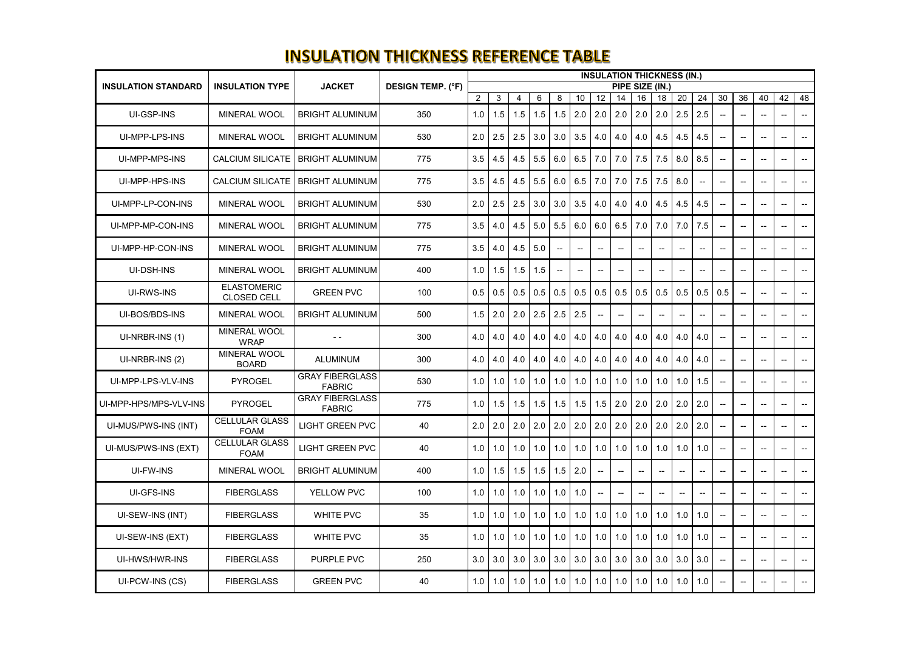# INSULATION THICKNESS REFERENCE TABLE

| INSULATION STANDARD | INSULATION TYPE | JACKET | DESIGN TEMP. (°F) | INSULATION THICKNESS (IN.) | | | | | | | | | | | | | | | | | |
|---|---|---|---|---|---|---|---|---|---|---|---|---|---|---|---|---|---|---|---|---|---|
| | | | | PIPE SIZE (IN.) | | | | | | | | | | | | | | | | | |
| | | | | 2 | 3 | 4 | 6 | 8 | 10 | 12 | 14 | 16 | 18 | 20 | 24 | 30 | 36 | 40 | 42 | 48 |
| UI-GSP-INS | MINERAL WOOL | BRIGHT ALUMINUM | 350 | 1.0 | 1.5 | 1.5 | 1.5 | 1.5 | 2.0 | 2.0 | 2.0 | 2.0 | 2.0 | 2.5 | 2.5 | -- | -- | -- | -- | -- |
| UI-MPP-LPS-INS | MINERAL WOOL | BRIGHT ALUMINUM | 530 | 2.0 | 2.5 | 2.5 | 3.0 | 3.0 | 3.5 | 4.0 | 4.0 | 4.0 | 4.5 | 4.5 | 4.5 | -- | -- | -- | -- | -- |
| UI-MPP-MPS-INS | CALCIUM SILICATE | BRIGHT ALUMINUM | 775 | 3.5 | 4.5 | 4.5 | 5.5 | 6.0 | 6.5 | 7.0 | 7.0 | 7.5 | 7.5 | 8.0 | 8.5 | -- | -- | -- | -- | -- |
| UI-MPP-HPS-INS | CALCIUM SILICATE | BRIGHT ALUMINUM | 775 | 3.5 | 4.5 | 4.5 | 5.5 | 6.0 | 6.5 | 7.0 | 7.0 | 7.5 | 7.5 | 8.0 | -- | -- | -- | -- | -- | -- |
| UI-MPP-LP-CON-INS | MINERAL WOOL | BRIGHT ALUMINUM | 530 | 2.0 | 2.5 | 2.5 | 3.0 | 3.0 | 3.5 | 4.0 | 4.0 | 4.0 | 4.5 | 4.5 | 4.5 | -- | -- | -- | -- | -- |
| UI-MPP-MP-CON-INS | MINERAL WOOL | BRIGHT ALUMINUM | 775 | 3.5 | 4.0 | 4.5 | 5.0 | 5.5 | 6.0 | 6.0 | 6.5 | 7.0 | 7.0 | 7.0 | 7.5 | -- | -- | -- | -- | -- |
| UI-MPP-HP-CON-INS | MINERAL WOOL | BRIGHT ALUMINUM | 775 | 3.5 | 4.0 | 4.5 | 5.0 | -- | -- | -- | -- | -- | -- | -- | -- | -- | -- | -- | -- | -- |
| UI-DSH-INS | MINERAL WOOL | BRIGHT ALUMINUM | 400 | 1.0 | 1.5 | 1.5 | 1.5 | -- | -- | -- | -- | -- | -- | -- | -- | -- | -- | -- | -- | -- |
| UI-RWS-INS | ELASTOMERIC CLOSED CELL | GREEN PVC | 100 | 0.5 | 0.5 | 0.5 | 0.5 | 0.5 | 0.5 | 0.5 | 0.5 | 0.5 | 0.5 | 0.5 | 0.5 | 0.5 | -- | -- | -- | -- |
| UI-BOS/BDS-INS | MINERAL WOOL | BRIGHT ALUMINUM | 500 | 1.5 | 2.0 | 2.0 | 2.5 | 2.5 | 2.5 | -- | -- | -- | -- | -- | -- | -- | -- | -- | -- | -- |
| UI-NRBR-INS (1) | MINERAL WOOL WRAP | - - | 300 | 4.0 | 4.0 | 4.0 | 4.0 | 4.0 | 4.0 | 4.0 | 4.0 | 4.0 | 4.0 | 4.0 | 4.0 | -- | -- | -- | -- | -- |
| UI-NRBR-INS (2) | MINERAL WOOL BOARD | ALUMINUM | 300 | 4.0 | 4.0 | 4.0 | 4.0 | 4.0 | 4.0 | 4.0 | 4.0 | 4.0 | 4.0 | 4.0 | 4.0 | -- | -- | -- | -- | -- |
| UI-MPP-LPS-VLV-INS | PYROGEL | GRAY FIBERGLASS FABRIC | 530 | 1.0 | 1.0 | 1.0 | 1.0 | 1.0 | 1.0 | 1.0 | 1.0 | 1.0 | 1.0 | 1.0 | 1.5 | -- | -- | -- | -- | -- |
| UI-MPP-HPS/MPS-VLV-INS | PYROGEL | GRAY FIBERGLASS FABRIC | 775 | 1.0 | 1.5 | 1.5 | 1.5 | 1.5 | 1.5 | 1.5 | 2.0 | 2.0 | 2.0 | 2.0 | 2.0 | -- | -- | -- | -- | -- |
| UI-MUS/PWS-INS (INT) | CELLULAR GLASS FOAM | LIGHT GREEN PVC | 40 | 2.0 | 2.0 | 2.0 | 2.0 | 2.0 | 2.0 | 2.0 | 2.0 | 2.0 | 2.0 | 2.0 | 2.0 | -- | -- | -- | -- | -- |
| UI-MUS/PWS-INS (EXT) | CELLULAR GLASS FOAM | LIGHT GREEN PVC | 40 | 1.0 | 1.0 | 1.0 | 1.0 | 1.0 | 1.0 | 1.0 | 1.0 | 1.0 | 1.0 | 1.0 | 1.0 | -- | -- | -- | -- | -- |
| UI-FW-INS | MINERAL WOOL | BRIGHT ALUMINUM | 400 | 1.0 | 1.5 | 1.5 | 1.5 | 1.5 | 2.0 | -- | -- | -- | -- | -- | -- | -- | -- | -- | -- | -- |
| UI-GFS-INS | FIBERGLASS | YELLOW PVC | 100 | 1.0 | 1.0 | 1.0 | 1.0 | 1.0 | 1.0 | -- | -- | -- | -- | -- | -- | -- | -- | -- | -- | -- |
| UI-SEW-INS (INT) | FIBERGLASS | WHITE PVC | 35 | 1.0 | 1.0 | 1.0 | 1.0 | 1.0 | 1.0 | 1.0 | 1.0 | 1.0 | 1.0 | 1.0 | 1.0 | -- | -- | -- | -- | -- |
| UI-SEW-INS (EXT) | FIBERGLASS | WHITE PVC | 35 | 1.0 | 1.0 | 1.0 | 1.0 | 1.0 | 1.0 | 1.0 | 1.0 | 1.0 | 1.0 | 1.0 | 1.0 | -- | -- | -- | -- | -- |
| UI-HWS/HWR-INS | FIBERGLASS | PURPLE PVC | 250 | 3.0 | 3.0 | 3.0 | 3.0 | 3.0 | 3.0 | 3.0 | 3.0 | 3.0 | 3.0 | 3.0 | 3.0 | -- | -- | -- | -- | -- |
| UI-PCW-INS (CS) | FIBERGLASS | GREEN PVC | 40 | 1.0 | 1.0 | 1.0 | 1.0 | 1.0 | 1.0 | 1.0 | 1.0 | 1.0 | 1.0 | 1.0 | 1.0 | -- | -- | -- | -- | -- |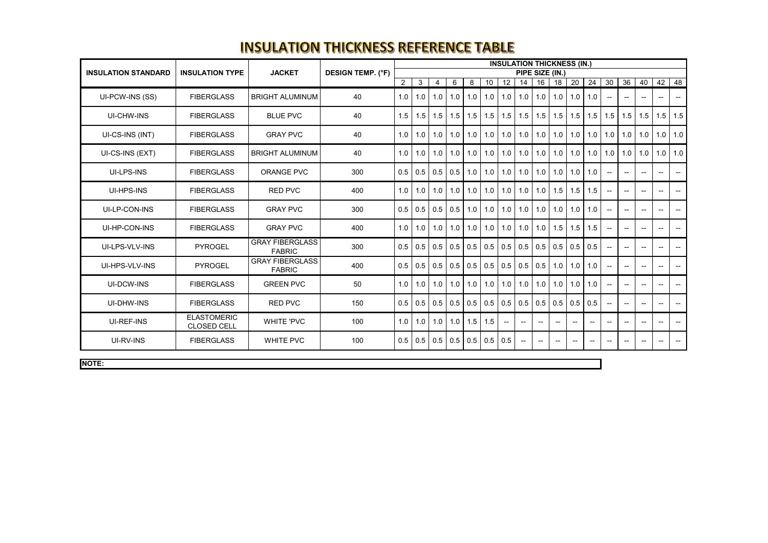# INSULATION THICKNESS REFERENCE TABLE

| INSULATION STANDARD | INSULATION TYPE | JACKET | DESIGN TEMP. (°F) | INSULATION THICKNESS (IN.) | | | | | | | | | | | | | | | | | |
|---|---|---|---|---|---|---|---|---|---|---|---|---|---|---|---|---|---|---|---|---|---|
| | | | | PIPE SIZE (IN.) | | | | | | | | | | | | | | | | | |
| | | | | 2 | 3 | 4 | 6 | 8 | 10 | 12 | 14 | 16 | 18 | 20 | 24 | 30 | 36 | 40 | 42 | 48 |
| UI-PCW-INS (SS) | FIBERGLASS | BRIGHT ALUMINUM | 40 | 1.0 | 1.0 | 1.0 | 1.0 | 1.0 | 1.0 | 1.0 | 1.0 | 1.0 | 1.0 | 1.0 | 1.0 | -- | -- | -- | -- | -- |
| UI-CHW-INS | FIBERGLASS | BLUE PVC | 40 | 1.5 | 1.5 | 1.5 | 1.5 | 1.5 | 1.5 | 1.5 | 1.5 | 1.5 | 1.5 | 1.5 | 1.5 | 1.5 | 1.5 | 1.5 | 1.5 | 1.5 |
| UI-CS-INS (INT) | FIBERGLASS | GRAY PVC | 40 | 1.0 | 1.0 | 1.0 | 1.0 | 1.0 | 1.0 | 1.0 | 1.0 | 1.0 | 1.0 | 1.0 | 1.0 | 1.0 | 1.0 | 1.0 | 1.0 | 1.0 |
| UI-CS-INS (EXT) | FIBERGLASS | BRIGHT ALUMINUM | 40 | 1.0 | 1.0 | 1.0 | 1.0 | 1.0 | 1.0 | 1.0 | 1.0 | 1.0 | 1.0 | 1.0 | 1.0 | 1.0 | 1.0 | 1.0 | 1.0 | 1.0 |
| UI-LPS-INS | FIBERGLASS | ORANGE PVC | 300 | 0.5 | 0.5 | 0.5 | 0.5 | 1.0 | 1.0 | 1.0 | 1.0 | 1.0 | 1.0 | 1.0 | 1.0 | -- | -- | -- | -- | -- |
| UI-HPS-INS | FIBERGLASS | RED PVC | 400 | 1.0 | 1.0 | 1.0 | 1.0 | 1.0 | 1.0 | 1.0 | 1.0 | 1.0 | 1.5 | 1.5 | 1.5 | -- | -- | -- | -- | -- |
| UI-LP-CON-INS | FIBERGLASS | GRAY PVC | 300 | 0.5 | 0.5 | 0.5 | 0.5 | 1.0 | 1.0 | 1.0 | 1.0 | 1.0 | 1.0 | 1.0 | 1.0 | -- | -- | -- | -- | -- |
| UI-HP-CON-INS | FIBERGLASS | GRAY PVC | 400 | 1.0 | 1.0 | 1.0 | 1.0 | 1.0 | 1.0 | 1.0 | 1.0 | 1.0 | 1.5 | 1.5 | 1.5 | -- | -- | -- | -- | -- |
| UI-LPS-VLV-INS | PYROGEL | GRAY FIBERGLASS FABRIC | 300 | 0.5 | 0.5 | 0.5 | 0.5 | 0.5 | 0.5 | 0.5 | 0.5 | 0.5 | 0.5 | 0.5 | 0.5 | -- | -- | -- | -- | -- |
| UI-HPS-VLV-INS | PYROGEL | GRAY FIBERGLASS FABRIC | 400 | 0.5 | 0.5 | 0.5 | 0.5 | 0.5 | 0.5 | 0.5 | 0.5 | 0.5 | 1.0 | 1.0 | 1.0 | -- | -- | -- | -- | -- |
| UI-DCW-INS | FIBERGLASS | GREEN PVC | 50 | 1.0 | 1.0 | 1.0 | 1.0 | 1.0 | 1.0 | 1.0 | 1.0 | 1.0 | 1.0 | 1.0 | 1.0 | -- | -- | -- | -- | -- |
| UI-DHW-INS | FIBERGLASS | RED PVC | 150 | 0.5 | 0.5 | 0.5 | 0.5 | 0.5 | 0.5 | 0.5 | 0.5 | 0.5 | 0.5 | 0.5 | 0.5 | -- | -- | -- | -- | -- |
| UI-REF-INS | ELASTOMERIC CLOSED CELL | WHITE 'PVC | 100 | 1.0 | 1.0 | 1.0 | 1.0 | 1.5 | 1.5 | -- | -- | -- | -- | -- | -- | -- | -- | -- | -- | -- |
| UI-RV-INS | FIBERGLASS | WHITE PVC | 100 | 0.5 | 0.5 | 0.5 | 0.5 | 0.5 | 0.5 | 0.5 | -- | -- | -- | -- | -- | -- | -- | -- | -- | -- |

**NOTE:**